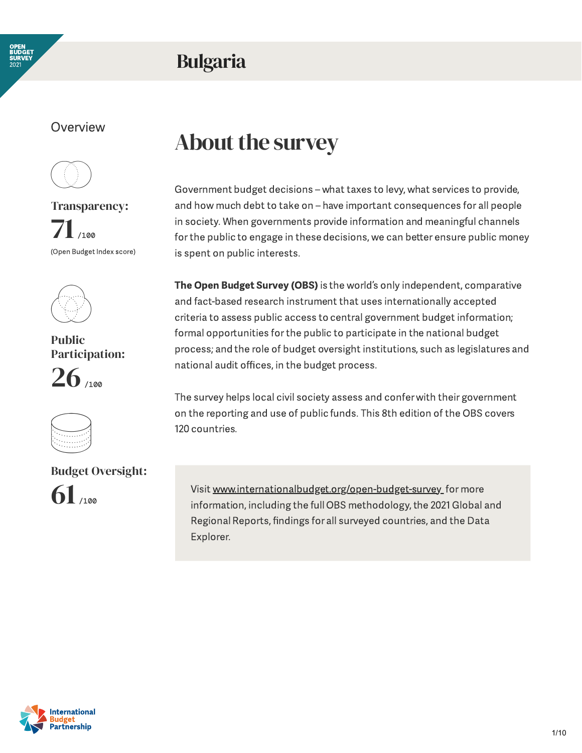# Bulgaria

## Overview

**Transparency:**

71 /100

(Open Budget Index score)

**Public Participation:**

26 /100

**Budget Oversight:**

61 /100

## About the survey

Government budget decisions – what taxes to levy, what services to provide, and how much debt to take on – have important consequences for all people in society. When governments provide information and meaningful channels for the public to engage in these decisions, we can better ensure public money is spent on public interests.

**The Open Budget Survey (OBS)** is the world's only independent, comparative and fact-based research instrument that uses internationally accepted criteria to assess public access to central government budget information; formal opportunities for the public to participate in the national budget process; and the role of budget oversight institutions, such as legislatures and national audit offices, in the budget process.

The survey helps local civil society assess and confer with their government on the reporting and use of public funds. This 8th edition of the OBS covers 120 countries.

Visit www.internationalbudget.org/open-budget-survey for more information, including the full OBS methodology, the 2021 Global and Regional Reports, findings for all surveyed countries, and the Data Explorer.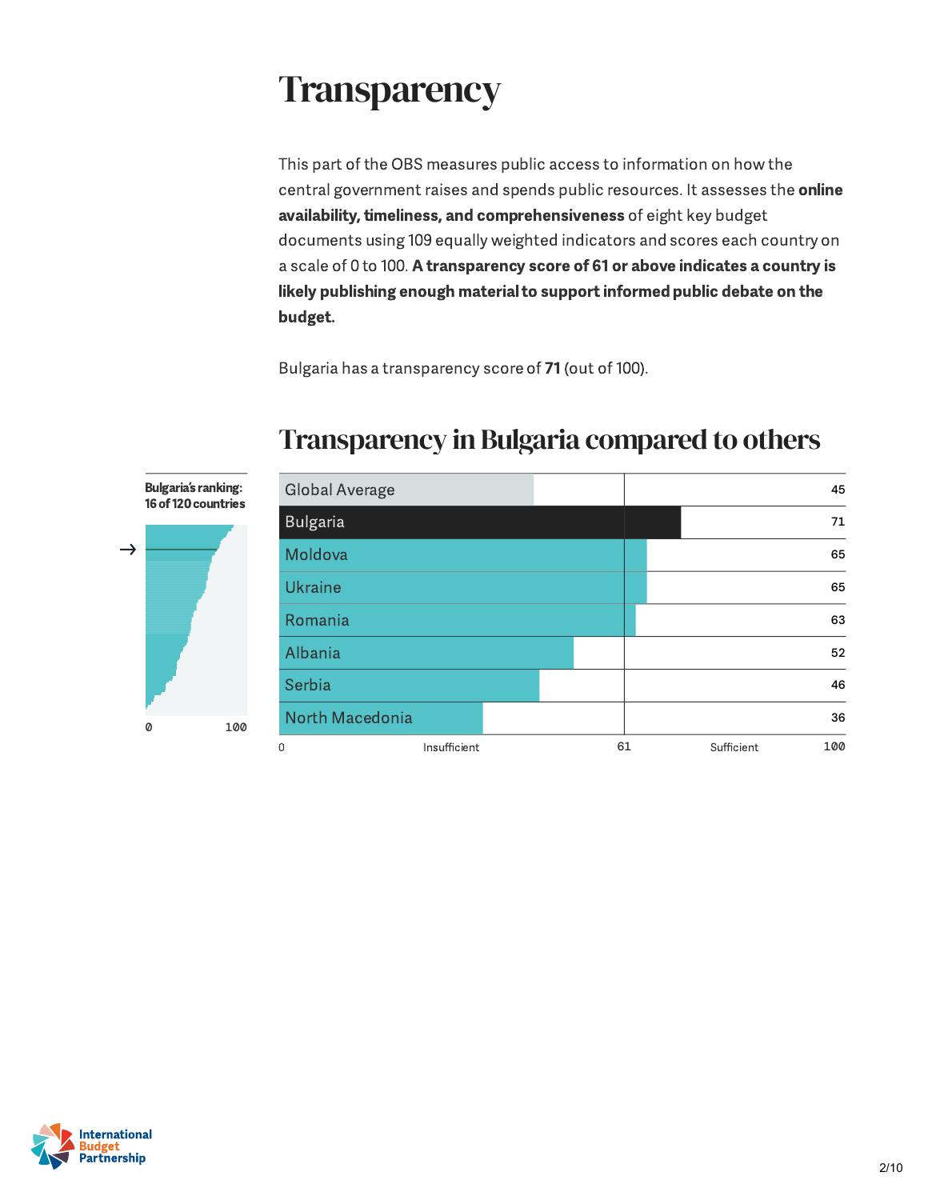# Transparency

This part of the OBS measures public access to information on how the central government raises and spends public resources. It assesses the **online availability, timeliness, and comprehensiveness** of eight key budget documents using 109 equally weighted indicators and scores each country on a scale of 0 to 100. **A transparency score of 61 or above indicates a country is likely publishing enough material to support informed public debate on the budget.**

Bulgaria has a transparency score of **71** (out of 100).

## Transparency in Bulgaria compared to others

**Bulgaria's ranking: 16 of 120 countries**

| Country | Score |
|---|---|
| Global Average | 45 |
| Bulgaria | 71 |
| Moldova | 65 |
| Ukraine | 65 |
| Romania | 63 |
| Albania | 52 |
| Serbia | 46 |
| North Macedonia | 36 |

Scale: 0 – Insufficient – 61 – Sufficient – 100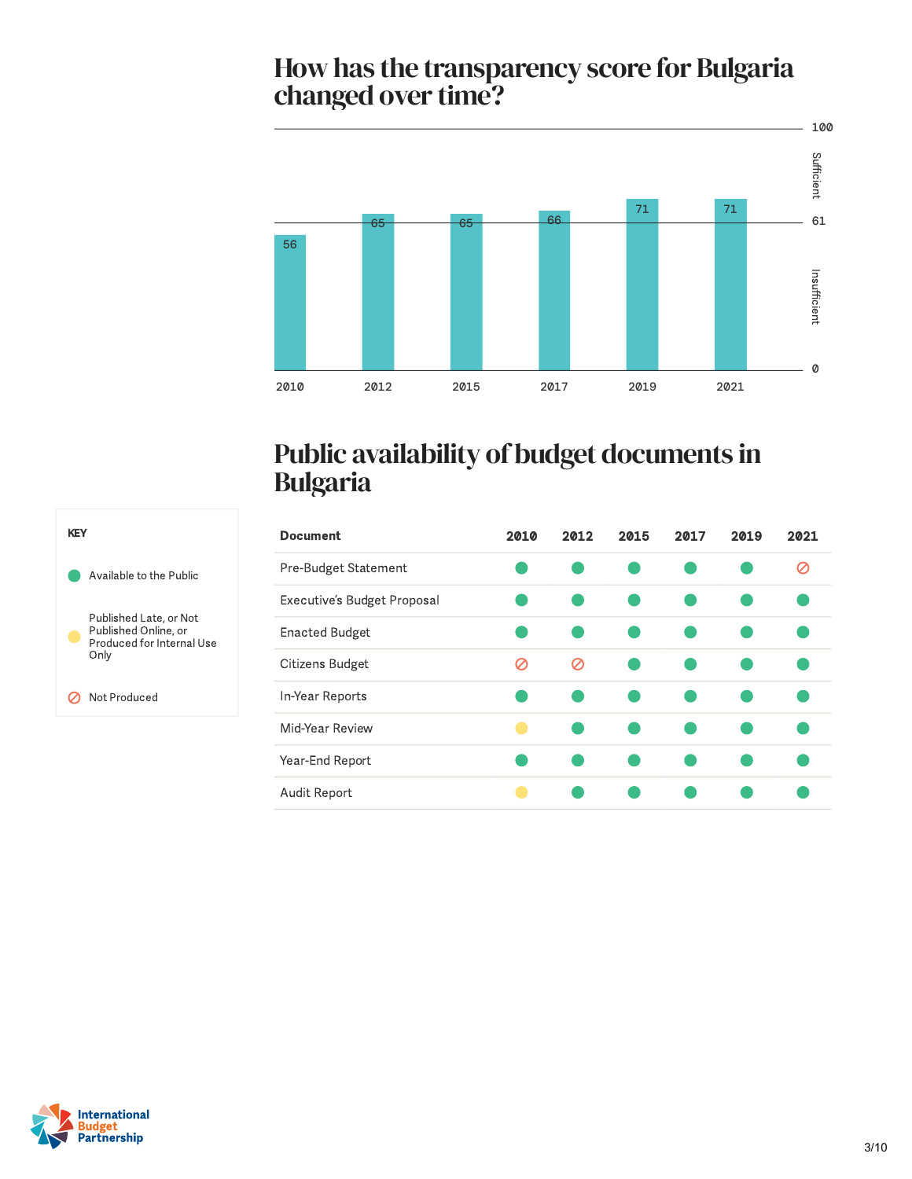## How has the transparency score for Bulgaria changed over time?

| Year | Score |
|---|---|
| 2010 | 56 |
| 2012 | 65 |
| 2015 | 65 |
| 2017 | 66 |
| 2019 | 71 |
| 2021 | 71 |

Scale: 0–100; 61 and above: Sufficient; below 61: Insufficient

## Public availability of budget documents in Bulgaria

**KEY**

- ● Available to the Public
- ● Published Late, or Not Published Online, or Produced for Internal Use Only
- ⊘ Not Produced

| Document | 2010 | 2012 | 2015 | 2017 | 2019 | 2021 |
|---|---|---|---|---|---|---|
| Pre-Budget Statement | Available to the Public | Available to the Public | Available to the Public | Available to the Public | Available to the Public | Not Produced |
| Executive's Budget Proposal | Available to the Public | Available to the Public | Available to the Public | Available to the Public | Available to the Public | Available to the Public |
| Enacted Budget | Available to the Public | Available to the Public | Available to the Public | Available to the Public | Available to the Public | Available to the Public |
| Citizens Budget | Not Produced | Not Produced | Available to the Public | Available to the Public | Available to the Public | Available to the Public |
| In-Year Reports | Available to the Public | Available to the Public | Available to the Public | Available to the Public | Available to the Public | Available to the Public |
| Mid-Year Review | Published Late, or Not Published Online, or Produced for Internal Use Only | Available to the Public | Available to the Public | Available to the Public | Available to the Public | Available to the Public |
| Year-End Report | Available to the Public | Available to the Public | Available to the Public | Available to the Public | Available to the Public | Available to the Public |
| Audit Report | Published Late, or Not Published Online, or Produced for Internal Use Only | Available to the Public | Available to the Public | Available to the Public | Available to the Public | Available to the Public |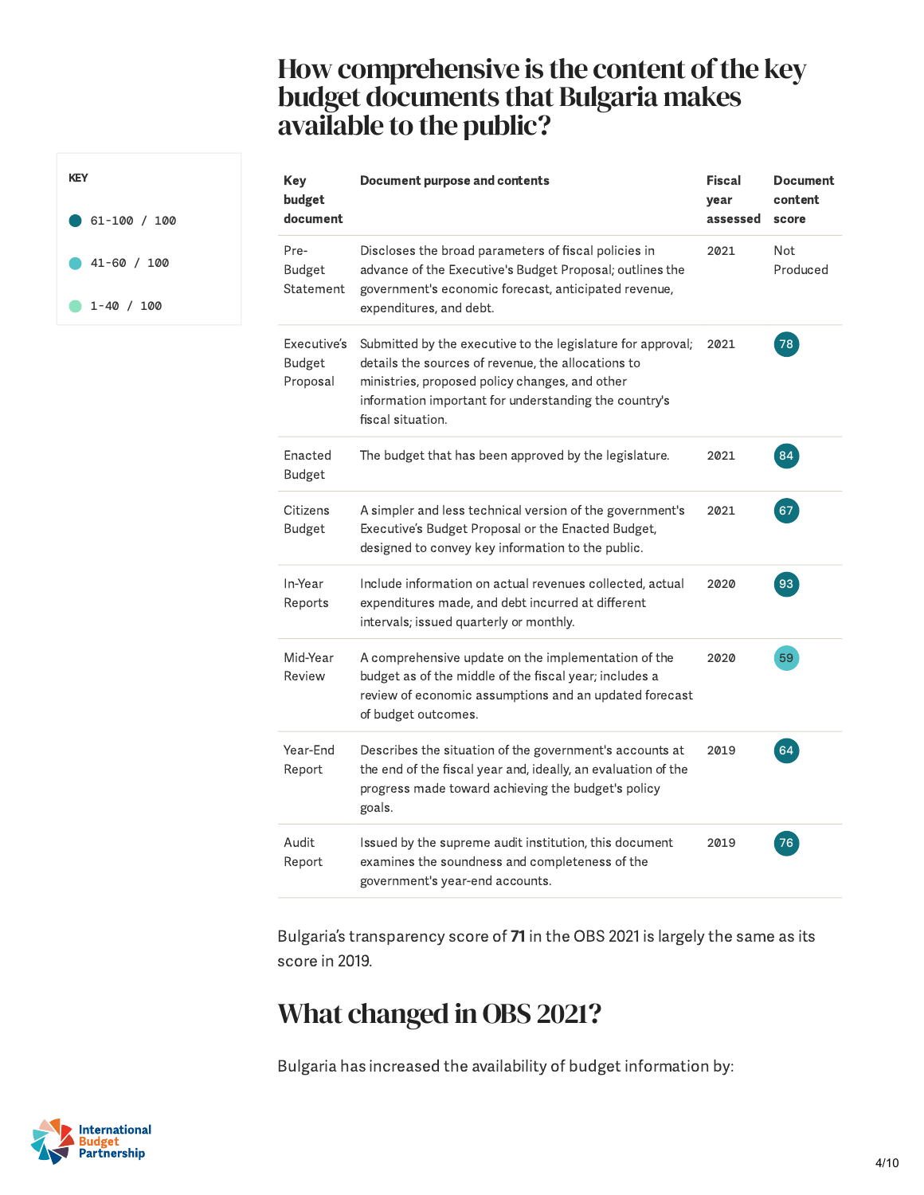## How comprehensive is the content of the key budget documents that Bulgaria makes available to the public?

**KEY**

- 61-100 / 100
- 41-60 / 100
- 1-40 / 100

| Key budget document | Document purpose and contents | Fiscal year assessed | Document content score |
|---|---|---|---|
| Pre-Budget Statement | Discloses the broad parameters of fiscal policies in advance of the Executive's Budget Proposal; outlines the government's economic forecast, anticipated revenue, expenditures, and debt. | 2021 | Not Produced |
| Executive's Budget Proposal | Submitted by the executive to the legislature for approval; details the sources of revenue, the allocations to ministries, proposed policy changes, and other information important for understanding the country's fiscal situation. | 2021 | 78 |
| Enacted Budget | The budget that has been approved by the legislature. | 2021 | 84 |
| Citizens Budget | A simpler and less technical version of the government's Executive's Budget Proposal or the Enacted Budget, designed to convey key information to the public. | 2021 | 67 |
| In-Year Reports | Include information on actual revenues collected, actual expenditures made, and debt incurred at different intervals; issued quarterly or monthly. | 2020 | 93 |
| Mid-Year Review | A comprehensive update on the implementation of the budget as of the middle of the fiscal year; includes a review of economic assumptions and an updated forecast of budget outcomes. | 2020 | 59 |
| Year-End Report | Describes the situation of the government's accounts at the end of the fiscal year and, ideally, an evaluation of the progress made toward achieving the budget's policy goals. | 2019 | 64 |
| Audit Report | Issued by the supreme audit institution, this document examines the soundness and completeness of the government's year-end accounts. | 2019 | 76 |

Bulgaria's transparency score of **71** in the OBS 2021 is largely the same as its score in 2019.

## What changed in OBS 2021?

Bulgaria has increased the availability of budget information by: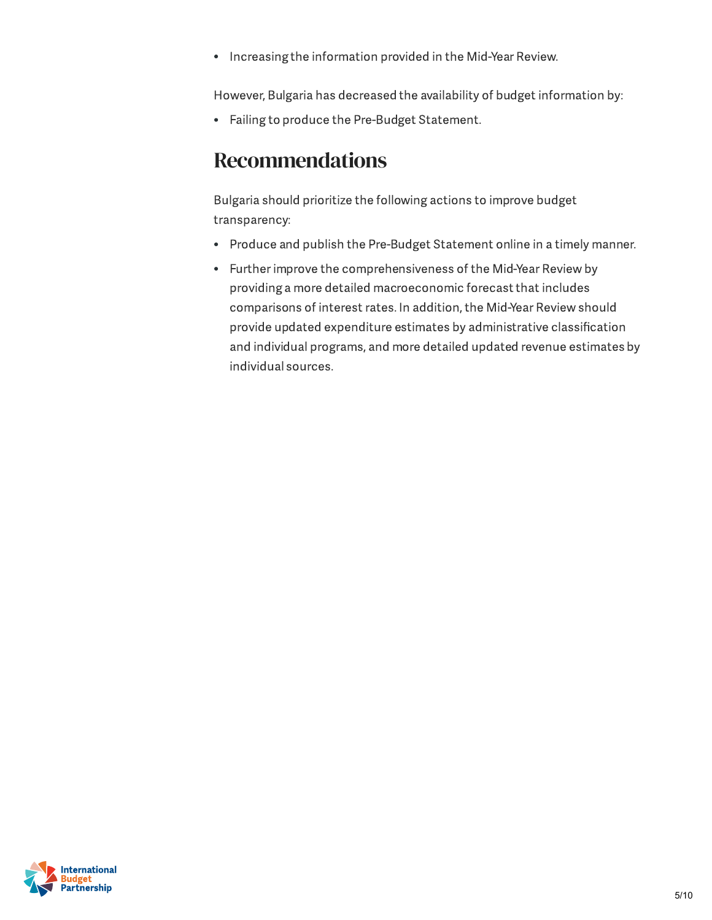- Increasing the information provided in the Mid-Year Review.

However, Bulgaria has decreased the availability of budget information by:

- Failing to produce the Pre-Budget Statement.

## Recommendations

Bulgaria should prioritize the following actions to improve budget transparency:

- Produce and publish the Pre-Budget Statement online in a timely manner.
- Further improve the comprehensiveness of the Mid-Year Review by providing a more detailed macroeconomic forecast that includes comparisons of interest rates. In addition, the Mid-Year Review should provide updated expenditure estimates by administrative classification and individual programs, and more detailed updated revenue estimates by individual sources.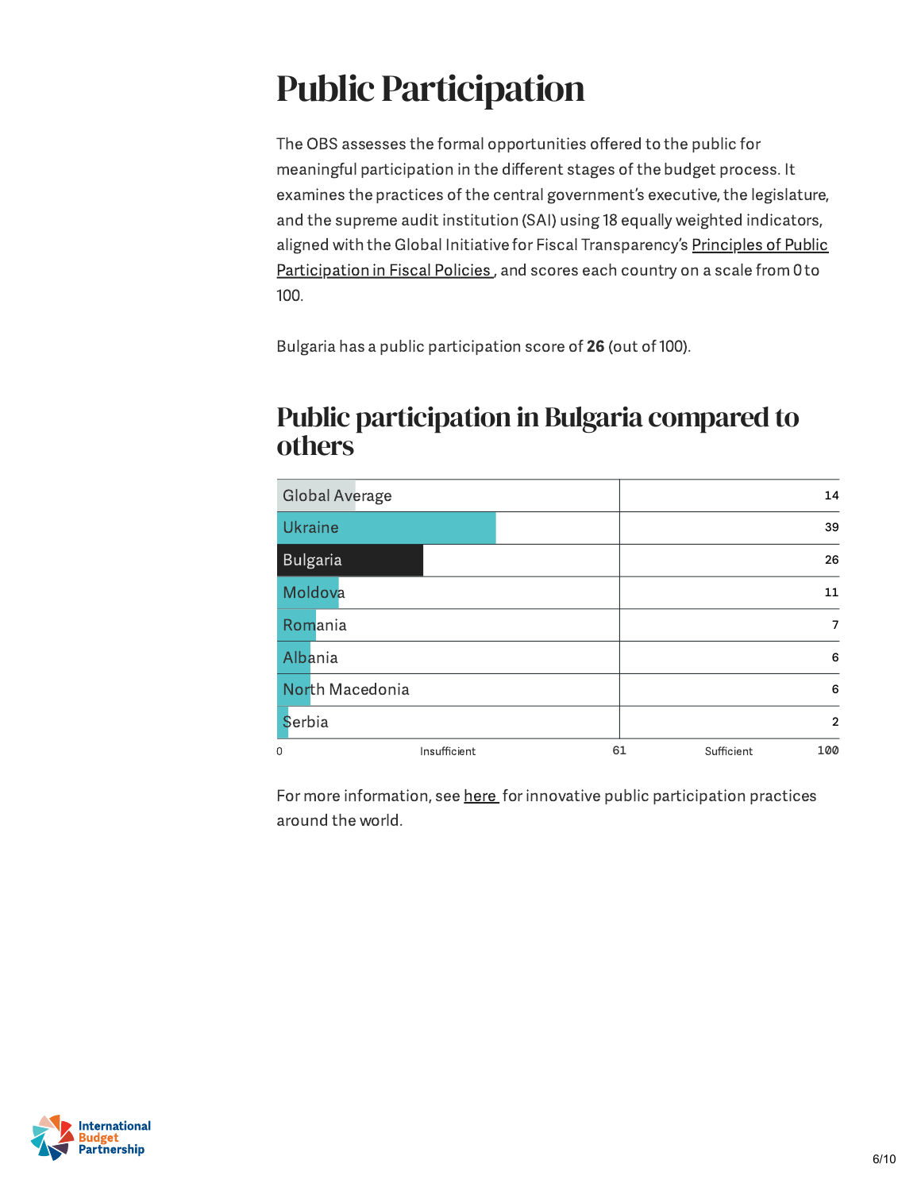# Public Participation

The OBS assesses the formal opportunities offered to the public for meaningful participation in the different stages of the budget process. It examines the practices of the central government's executive, the legislature, and the supreme audit institution (SAI) using 18 equally weighted indicators, aligned with the Global Initiative for Fiscal Transparency's Principles of Public Participation in Fiscal Policies , and scores each country on a scale from 0 to 100.

Bulgaria has a public participation score of **26** (out of 100).

## Public participation in Bulgaria compared to others

| Country | Score |
|---|---|
| Global Average | 14 |
| Ukraine | 39 |
| Bulgaria | 26 |
| Moldova | 11 |
| Romania | 7 |
| Albania | 6 |
| North Macedonia | 6 |
| Serbia | 2 |

Scale: 0–61 Insufficient; 61–100 Sufficient

For more information, see here for innovative public participation practices around the world.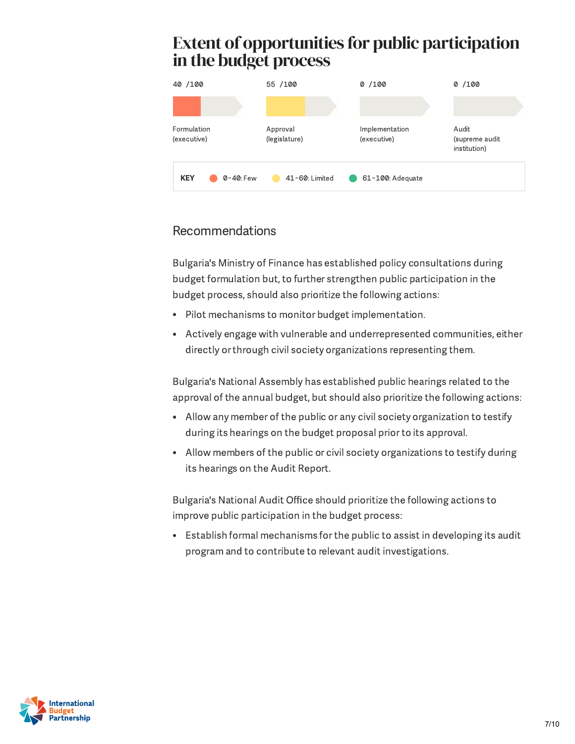# Extent of opportunities for public participation in the budget process

| Formulation (executive) | Approval (legislature) | Implementation (executive) | Audit (supreme audit institution) |
|---|---|---|---|
| 40 /100 | 55 /100 | 0 /100 | 0 /100 |

**KEY** 0-40: Few | 41-60: Limited | 61-100: Adequate

## Recommendations

Bulgaria's Ministry of Finance has established policy consultations during budget formulation but, to further strengthen public participation in the budget process, should also prioritize the following actions:

- Pilot mechanisms to monitor budget implementation.
- Actively engage with vulnerable and underrepresented communities, either directly or through civil society organizations representing them.

Bulgaria's National Assembly has established public hearings related to the approval of the annual budget, but should also prioritize the following actions:

- Allow any member of the public or any civil society organization to testify during its hearings on the budget proposal prior to its approval.
- Allow members of the public or civil society organizations to testify during its hearings on the Audit Report.

Bulgaria's National Audit Office should prioritize the following actions to improve public participation in the budget process:

- Establish formal mechanisms for the public to assist in developing its audit program and to contribute to relevant audit investigations.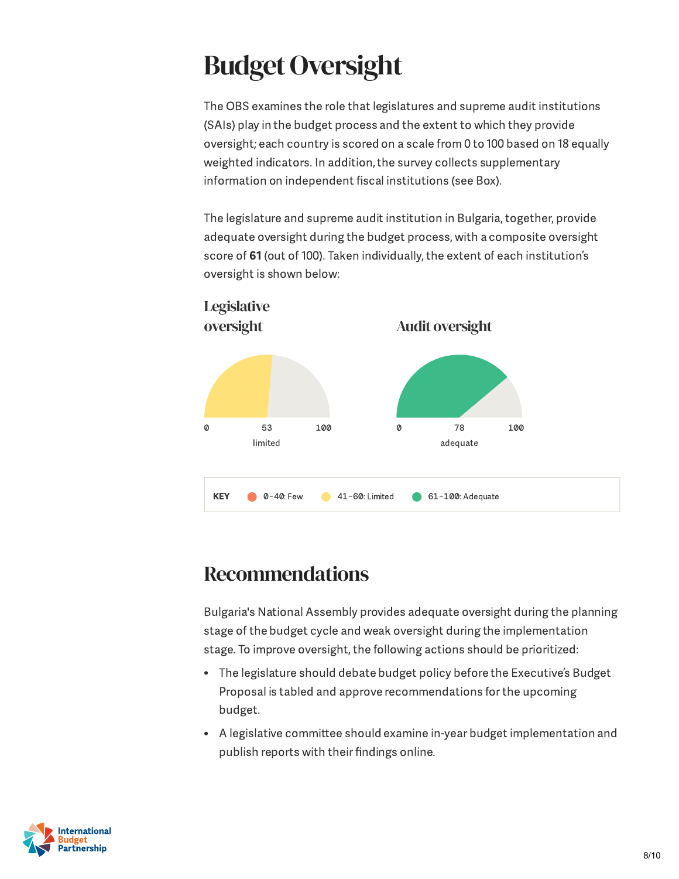# Budget Oversight

The OBS examines the role that legislatures and supreme audit institutions (SAIs) play in the budget process and the extent to which they provide oversight; each country is scored on a scale from 0 to 100 based on 18 equally weighted indicators. In addition, the survey collects supplementary information on independent fiscal institutions (see Box).

The legislature and supreme audit institution in Bulgaria, together, provide adequate oversight during the budget process, with a composite oversight score of **61** (out of 100). Taken individually, the extent of each institution's oversight is shown below:

### Legislative oversight

0 — 53 — 100

limited

### Audit oversight

0 — 78 — 100

adequate

**KEY** 0-40: Few · 41-60: Limited · 61-100: Adequate

# Recommendations

Bulgaria's National Assembly provides adequate oversight during the planning stage of the budget cycle and weak oversight during the implementation stage. To improve oversight, the following actions should be prioritized:

- The legislature should debate budget policy before the Executive's Budget Proposal is tabled and approve recommendations for the upcoming budget.
- A legislative committee should examine in-year budget implementation and publish reports with their findings online.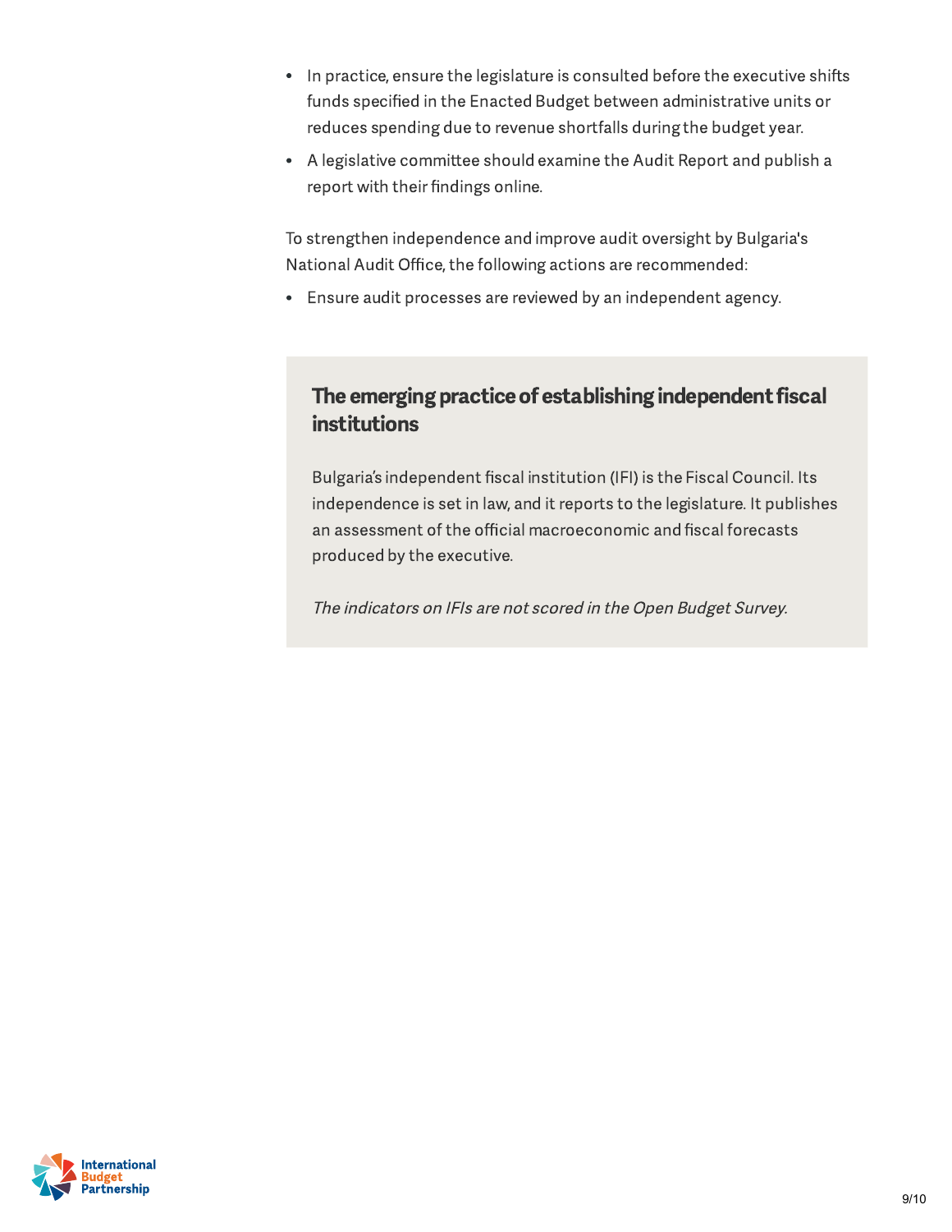- In practice, ensure the legislature is consulted before the executive shifts funds specified in the Enacted Budget between administrative units or reduces spending due to revenue shortfalls during the budget year.
- A legislative committee should examine the Audit Report and publish a report with their findings online.

To strengthen independence and improve audit oversight by Bulgaria's National Audit Office, the following actions are recommended:

- Ensure audit processes are reviewed by an independent agency.

### The emerging practice of establishing independent fiscal institutions

Bulgaria's independent fiscal institution (IFI) is the Fiscal Council. Its independence is set in law, and it reports to the legislature. It publishes an assessment of the official macroeconomic and fiscal forecasts produced by the executive.

*The indicators on IFIs are not scored in the Open Budget Survey.*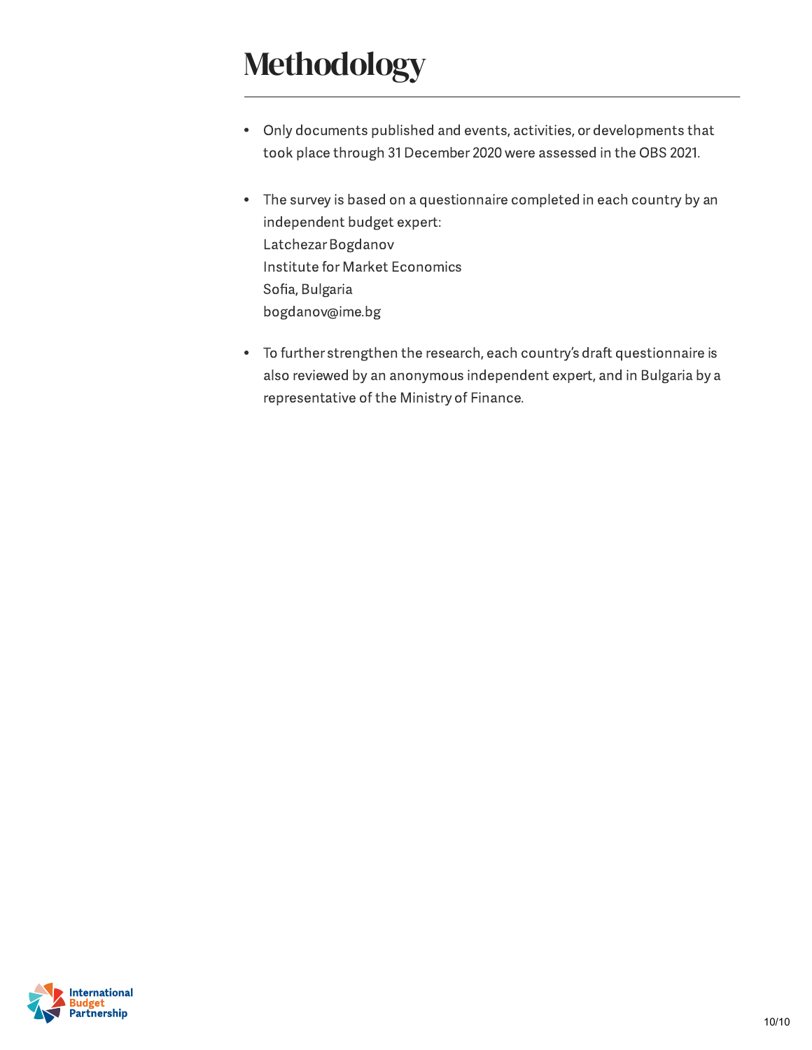# Methodology

- Only documents published and events, activities, or developments that took place through 31 December 2020 were assessed in the OBS 2021.

- The survey is based on a questionnaire completed in each country by an independent budget expert:
  Latchezar Bogdanov
  Institute for Market Economics
  Sofia, Bulgaria
  bogdanov@ime.bg

- To further strengthen the research, each country's draft questionnaire is also reviewed by an anonymous independent expert, and in Bulgaria by a representative of the Ministry of Finance.